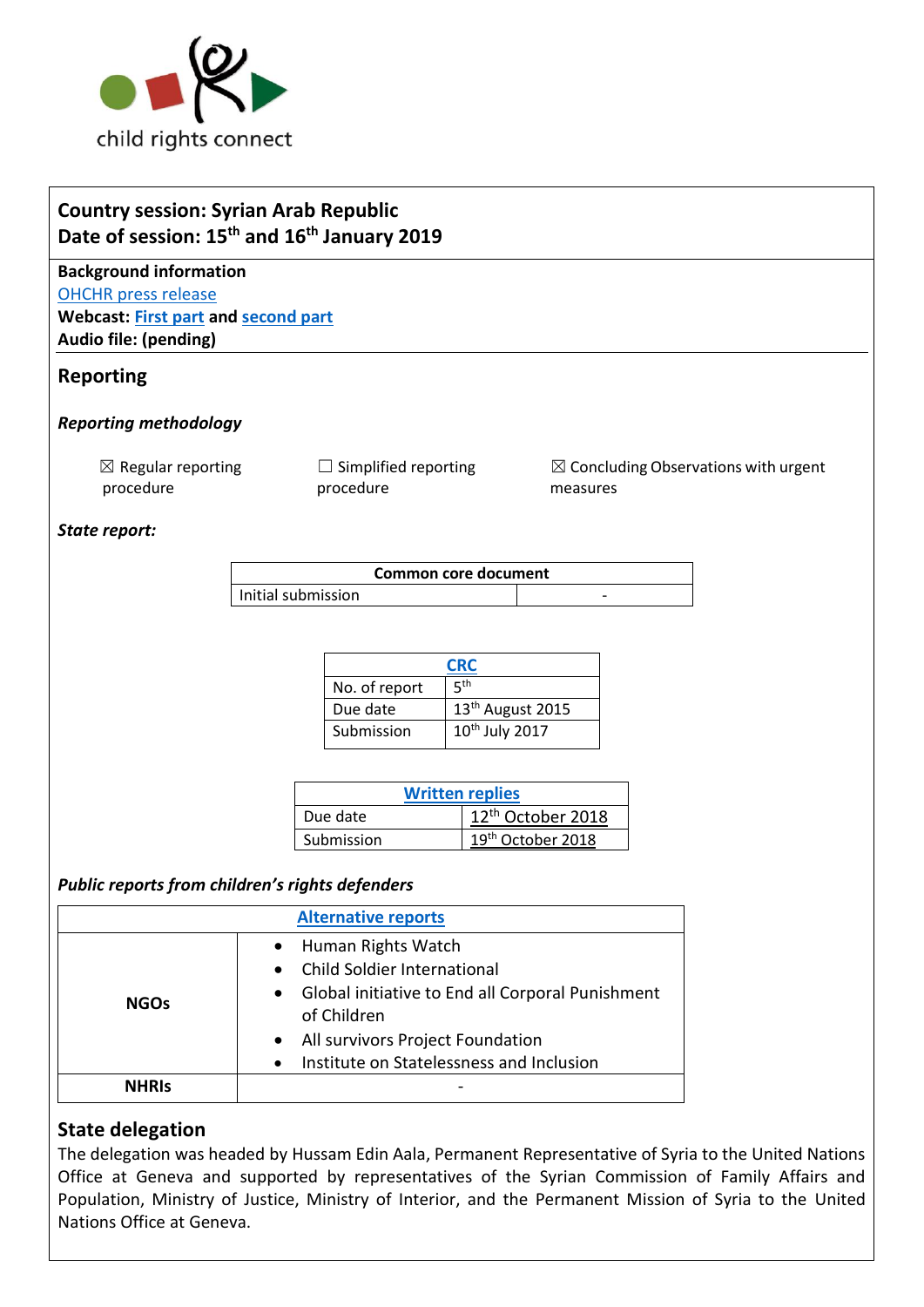child rights connect

**Country session: Syrian Arab Republic**
**Date of session: 15th and 16th January 2019**

**Background information**
OHCHR press release
**Webcast: First part and second part**
**Audio file: (pending)**

## Reporting

### *Reporting methodology*

☒ Regular reporting procedure

☐ Simplified reporting procedure

☒ Concluding Observations with urgent measures

### *State report:*

| Common core document | |
|---|---|
| Initial submission | - |

| CRC | |
|---|---|
| No. of report | 5th |
| Due date | 13th August 2015 |
| Submission | 10th July 2017 |

| Written replies | |
|---|---|
| Due date | 12th October 2018 |
| Submission | 19th October 2018 |

### *Public reports from children's rights defenders*

| Alternative reports | |
|---|---|
| **NGOs** | • Human Rights Watch<br>• Child Soldier International<br>• Global initiative to End all Corporal Punishment of Children<br>• All survivors Project Foundation<br>• Institute on Statelessness and Inclusion |
| **NHRIs** | - |

## State delegation

The delegation was headed by Hussam Edin Aala, Permanent Representative of Syria to the United Nations Office at Geneva and supported by representatives of the Syrian Commission of Family Affairs and Population, Ministry of Justice, Ministry of Interior, and the Permanent Mission of Syria to the United Nations Office at Geneva.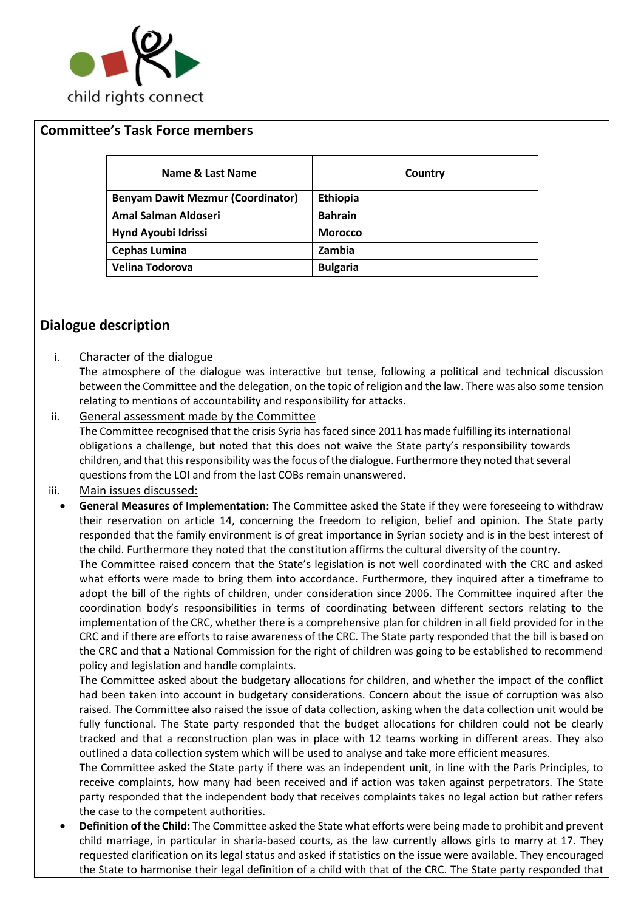## Committee's Task Force members

| Name & Last Name | Country |
|---|---|
| **Benyam Dawit Mezmur (Coordinator)** | **Ethiopia** |
| **Amal Salman Aldoseri** | **Bahrain** |
| **Hynd Ayoubi Idrissi** | **Morocco** |
| **Cephas Lumina** | **Zambia** |
| **Velina Todorova** | **Bulgaria** |

## Dialogue description

i. Character of the dialogue

The atmosphere of the dialogue was interactive but tense, following a political and technical discussion between the Committee and the delegation, on the topic of religion and the law. There was also some tension relating to mentions of accountability and responsibility for attacks.

ii. General assessment made by the Committee

The Committee recognised that the crisis Syria has faced since 2011 has made fulfilling its international obligations a challenge, but noted that this does not waive the State party's responsibility towards children, and that this responsibility was the focus of the dialogue. Furthermore they noted that several questions from the LOI and from the last COBs remain unanswered.

iii. Main issues discussed:

- **General Measures of Implementation:** The Committee asked the State if they were foreseeing to withdraw their reservation on article 14, concerning the freedom to religion, belief and opinion. The State party responded that the family environment is of great importance in Syrian society and is in the best interest of the child. Furthermore they noted that the constitution affirms the cultural diversity of the country.

  The Committee raised concern that the State's legislation is not well coordinated with the CRC and asked what efforts were made to bring them into accordance. Furthermore, they inquired after a timeframe to adopt the bill of the rights of children, under consideration since 2006. The Committee inquired after the coordination body's responsibilities in terms of coordinating between different sectors relating to the implementation of the CRC, whether there is a comprehensive plan for children in all field provided for in the CRC and if there are efforts to raise awareness of the CRC. The State party responded that the bill is based on the CRC and that a National Commission for the right of children was going to be established to recommend policy and legislation and handle complaints.

  The Committee asked about the budgetary allocations for children, and whether the impact of the conflict had been taken into account in budgetary considerations. Concern about the issue of corruption was also raised. The Committee also raised the issue of data collection, asking when the data collection unit would be fully functional. The State party responded that the budget allocations for children could not be clearly tracked and that a reconstruction plan was in place with 12 teams working in different areas. They also outlined a data collection system which will be used to analyse and take more efficient measures.

  The Committee asked the State party if there was an independent unit, in line with the Paris Principles, to receive complaints, how many had been received and if action was taken against perpetrators. The State party responded that the independent body that receives complaints takes no legal action but rather refers the case to the competent authorities.

- **Definition of the Child:** The Committee asked the State what efforts were being made to prohibit and prevent child marriage, in particular in sharia-based courts, as the law currently allows girls to marry at 17. They requested clarification on its legal status and asked if statistics on the issue were available. They encouraged the State to harmonise their legal definition of a child with that of the CRC. The State party responded that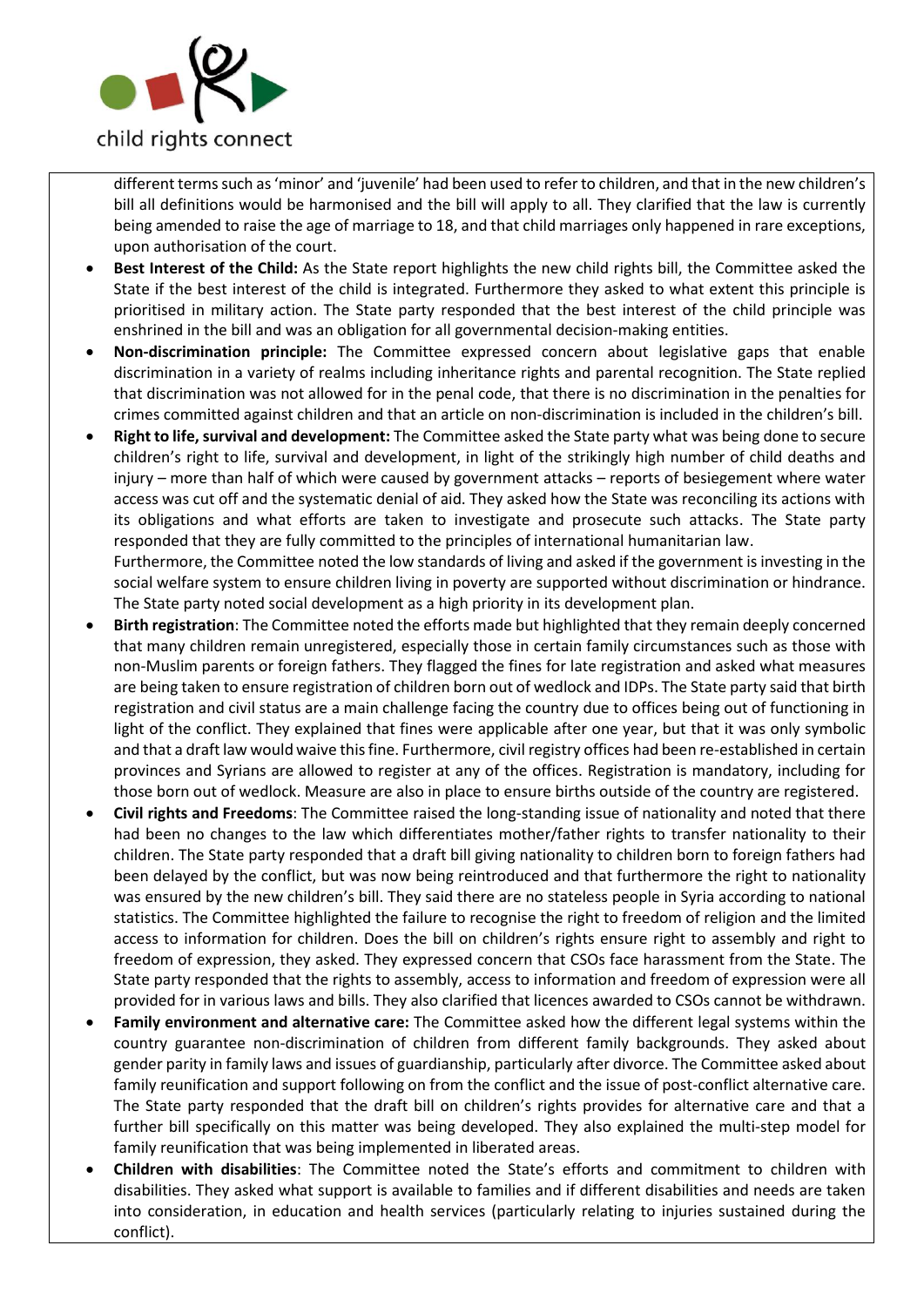different terms such as 'minor' and 'juvenile' had been used to refer to children, and that in the new children's bill all definitions would be harmonised and the bill will apply to all. They clarified that the law is currently being amended to raise the age of marriage to 18, and that child marriages only happened in rare exceptions, upon authorisation of the court.

- **Best Interest of the Child:** As the State report highlights the new child rights bill, the Committee asked the State if the best interest of the child is integrated. Furthermore they asked to what extent this principle is prioritised in military action. The State party responded that the best interest of the child principle was enshrined in the bill and was an obligation for all governmental decision-making entities.
- **Non-discrimination principle:** The Committee expressed concern about legislative gaps that enable discrimination in a variety of realms including inheritance rights and parental recognition. The State replied that discrimination was not allowed for in the penal code, that there is no discrimination in the penalties for crimes committed against children and that an article on non-discrimination is included in the children's bill.
- **Right to life, survival and development:** The Committee asked the State party what was being done to secure children's right to life, survival and development, in light of the strikingly high number of child deaths and injury – more than half of which were caused by government attacks – reports of besiegement where water access was cut off and the systematic denial of aid. They asked how the State was reconciling its actions with its obligations and what efforts are taken to investigate and prosecute such attacks. The State party responded that they are fully committed to the principles of international humanitarian law.
  Furthermore, the Committee noted the low standards of living and asked if the government is investing in the social welfare system to ensure children living in poverty are supported without discrimination or hindrance. The State party noted social development as a high priority in its development plan.
- **Birth registration**: The Committee noted the efforts made but highlighted that they remain deeply concerned that many children remain unregistered, especially those in certain family circumstances such as those with non-Muslim parents or foreign fathers. They flagged the fines for late registration and asked what measures are being taken to ensure registration of children born out of wedlock and IDPs. The State party said that birth registration and civil status are a main challenge facing the country due to offices being out of functioning in light of the conflict. They explained that fines were applicable after one year, but that it was only symbolic and that a draft law would waive this fine. Furthermore, civil registry offices had been re-established in certain provinces and Syrians are allowed to register at any of the offices. Registration is mandatory, including for those born out of wedlock. Measure are also in place to ensure births outside of the country are registered.
- **Civil rights and Freedoms**: The Committee raised the long-standing issue of nationality and noted that there had been no changes to the law which differentiates mother/father rights to transfer nationality to their children. The State party responded that a draft bill giving nationality to children born to foreign fathers had been delayed by the conflict, but was now being reintroduced and that furthermore the right to nationality was ensured by the new children's bill. They said there are no stateless people in Syria according to national statistics. The Committee highlighted the failure to recognise the right to freedom of religion and the limited access to information for children. Does the bill on children's rights ensure right to assembly and right to freedom of expression, they asked. They expressed concern that CSOs face harassment from the State. The State party responded that the rights to assembly, access to information and freedom of expression were all provided for in various laws and bills. They also clarified that licences awarded to CSOs cannot be withdrawn.
- **Family environment and alternative care:** The Committee asked how the different legal systems within the country guarantee non-discrimination of children from different family backgrounds. They asked about gender parity in family laws and issues of guardianship, particularly after divorce. The Committee asked about family reunification and support following on from the conflict and the issue of post-conflict alternative care. The State party responded that the draft bill on children's rights provides for alternative care and that a further bill specifically on this matter was being developed. They also explained the multi-step model for family reunification that was being implemented in liberated areas.
- **Children with disabilities**: The Committee noted the State's efforts and commitment to children with disabilities. They asked what support is available to families and if different disabilities and needs are taken into consideration, in education and health services (particularly relating to injuries sustained during the conflict).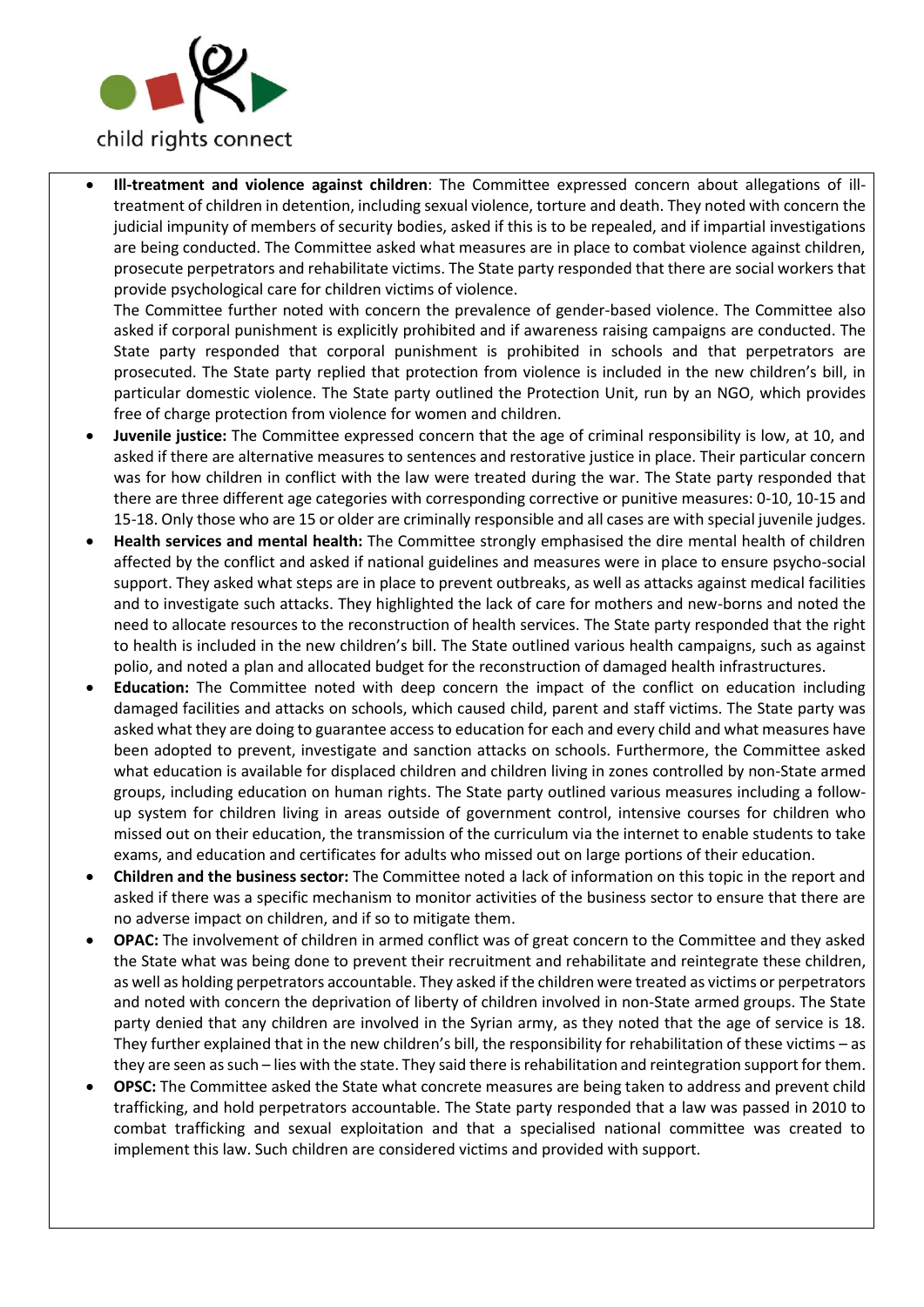- **Ill-treatment and violence against children**: The Committee expressed concern about allegations of ill-treatment of children in detention, including sexual violence, torture and death. They noted with concern the judicial impunity of members of security bodies, asked if this is to be repealed, and if impartial investigations are being conducted. The Committee asked what measures are in place to combat violence against children, prosecute perpetrators and rehabilitate victims. The State party responded that there are social workers that provide psychological care for children victims of violence.

  The Committee further noted with concern the prevalence of gender-based violence. The Committee also asked if corporal punishment is explicitly prohibited and if awareness raising campaigns are conducted. The State party responded that corporal punishment is prohibited in schools and that perpetrators are prosecuted. The State party replied that protection from violence is included in the new children's bill, in particular domestic violence. The State party outlined the Protection Unit, run by an NGO, which provides free of charge protection from violence for women and children.
- **Juvenile justice:** The Committee expressed concern that the age of criminal responsibility is low, at 10, and asked if there are alternative measures to sentences and restorative justice in place. Their particular concern was for how children in conflict with the law were treated during the war. The State party responded that there are three different age categories with corresponding corrective or punitive measures: 0-10, 10-15 and 15-18. Only those who are 15 or older are criminally responsible and all cases are with special juvenile judges.
- **Health services and mental health:** The Committee strongly emphasised the dire mental health of children affected by the conflict and asked if national guidelines and measures were in place to ensure psycho-social support. They asked what steps are in place to prevent outbreaks, as well as attacks against medical facilities and to investigate such attacks. They highlighted the lack of care for mothers and new-borns and noted the need to allocate resources to the reconstruction of health services. The State party responded that the right to health is included in the new children's bill. The State outlined various health campaigns, such as against polio, and noted a plan and allocated budget for the reconstruction of damaged health infrastructures.
- **Education:** The Committee noted with deep concern the impact of the conflict on education including damaged facilities and attacks on schools, which caused child, parent and staff victims. The State party was asked what they are doing to guarantee access to education for each and every child and what measures have been adopted to prevent, investigate and sanction attacks on schools. Furthermore, the Committee asked what education is available for displaced children and children living in zones controlled by non-State armed groups, including education on human rights. The State party outlined various measures including a follow-up system for children living in areas outside of government control, intensive courses for children who missed out on their education, the transmission of the curriculum via the internet to enable students to take exams, and education and certificates for adults who missed out on large portions of their education.
- **Children and the business sector:** The Committee noted a lack of information on this topic in the report and asked if there was a specific mechanism to monitor activities of the business sector to ensure that there are no adverse impact on children, and if so to mitigate them.
- **OPAC:** The involvement of children in armed conflict was of great concern to the Committee and they asked the State what was being done to prevent their recruitment and rehabilitate and reintegrate these children, as well as holding perpetrators accountable. They asked if the children were treated as victims or perpetrators and noted with concern the deprivation of liberty of children involved in non-State armed groups. The State party denied that any children are involved in the Syrian army, as they noted that the age of service is 18. They further explained that in the new children's bill, the responsibility for rehabilitation of these victims – as they are seen as such – lies with the state. They said there is rehabilitation and reintegration support for them.
- **OPSC:** The Committee asked the State what concrete measures are being taken to address and prevent child trafficking, and hold perpetrators accountable. The State party responded that a law was passed in 2010 to combat trafficking and sexual exploitation and that a specialised national committee was created to implement this law. Such children are considered victims and provided with support.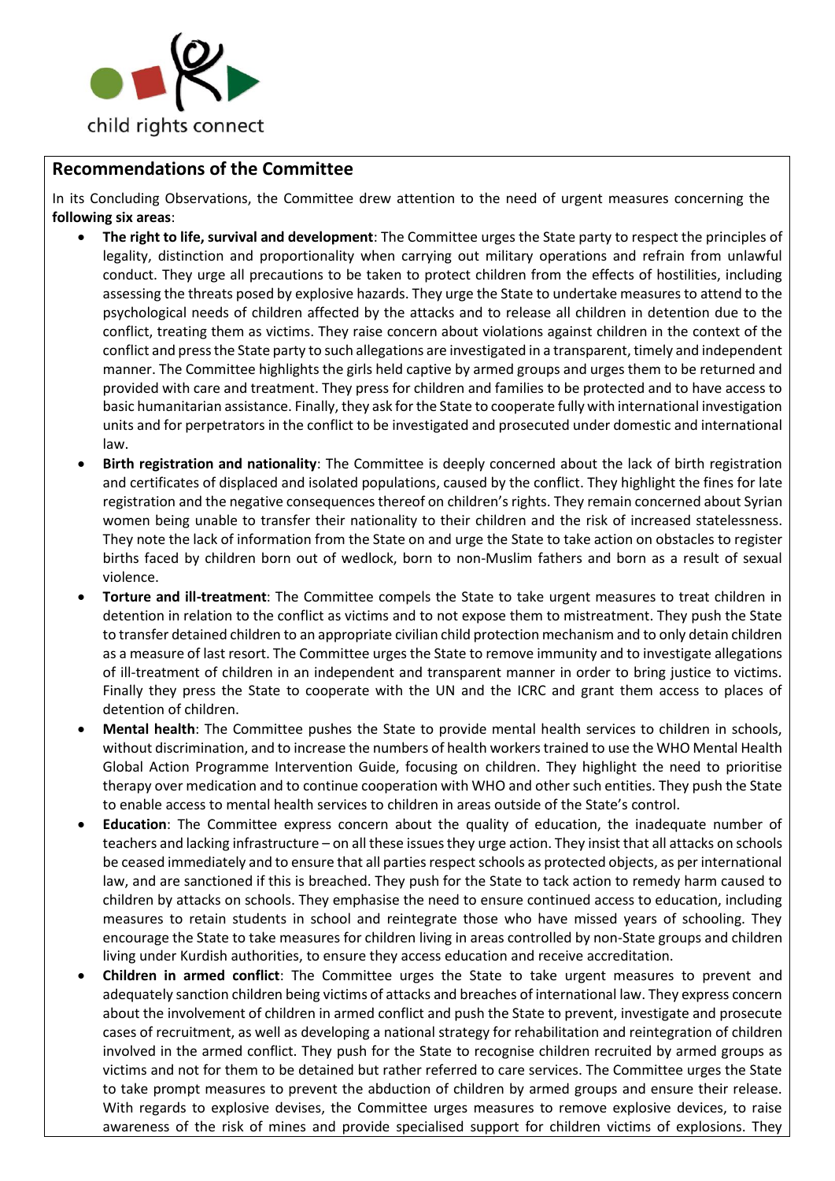## Recommendations of the Committee

In its Concluding Observations, the Committee drew attention to the need of urgent measures concerning the **following six areas**:

- **The right to life, survival and development**: The Committee urges the State party to respect the principles of legality, distinction and proportionality when carrying out military operations and refrain from unlawful conduct. They urge all precautions to be taken to protect children from the effects of hostilities, including assessing the threats posed by explosive hazards. They urge the State to undertake measures to attend to the psychological needs of children affected by the attacks and to release all children in detention due to the conflict, treating them as victims. They raise concern about violations against children in the context of the conflict and press the State party to such allegations are investigated in a transparent, timely and independent manner. The Committee highlights the girls held captive by armed groups and urges them to be returned and provided with care and treatment. They press for children and families to be protected and to have access to basic humanitarian assistance. Finally, they ask for the State to cooperate fully with international investigation units and for perpetrators in the conflict to be investigated and prosecuted under domestic and international law.
- **Birth registration and nationality**: The Committee is deeply concerned about the lack of birth registration and certificates of displaced and isolated populations, caused by the conflict. They highlight the fines for late registration and the negative consequences thereof on children's rights. They remain concerned about Syrian women being unable to transfer their nationality to their children and the risk of increased statelessness. They note the lack of information from the State on and urge the State to take action on obstacles to register births faced by children born out of wedlock, born to non-Muslim fathers and born as a result of sexual violence.
- **Torture and ill-treatment**: The Committee compels the State to take urgent measures to treat children in detention in relation to the conflict as victims and to not expose them to mistreatment. They push the State to transfer detained children to an appropriate civilian child protection mechanism and to only detain children as a measure of last resort. The Committee urges the State to remove immunity and to investigate allegations of ill-treatment of children in an independent and transparent manner in order to bring justice to victims. Finally they press the State to cooperate with the UN and the ICRC and grant them access to places of detention of children.
- **Mental health**: The Committee pushes the State to provide mental health services to children in schools, without discrimination, and to increase the numbers of health workers trained to use the WHO Mental Health Global Action Programme Intervention Guide, focusing on children. They highlight the need to prioritise therapy over medication and to continue cooperation with WHO and other such entities. They push the State to enable access to mental health services to children in areas outside of the State's control.
- **Education**: The Committee express concern about the quality of education, the inadequate number of teachers and lacking infrastructure – on all these issues they urge action. They insist that all attacks on schools be ceased immediately and to ensure that all parties respect schools as protected objects, as per international law, and are sanctioned if this is breached. They push for the State to tack action to remedy harm caused to children by attacks on schools. They emphasise the need to ensure continued access to education, including measures to retain students in school and reintegrate those who have missed years of schooling. They encourage the State to take measures for children living in areas controlled by non-State groups and children living under Kurdish authorities, to ensure they access education and receive accreditation.
- **Children in armed conflict**: The Committee urges the State to take urgent measures to prevent and adequately sanction children being victims of attacks and breaches of international law. They express concern about the involvement of children in armed conflict and push the State to prevent, investigate and prosecute cases of recruitment, as well as developing a national strategy for rehabilitation and reintegration of children involved in the armed conflict. They push for the State to recognise children recruited by armed groups as victims and not for them to be detained but rather referred to care services. The Committee urges the State to take prompt measures to prevent the abduction of children by armed groups and ensure their release. With regards to explosive devises, the Committee urges measures to remove explosive devices, to raise awareness of the risk of mines and provide specialised support for children victims of explosions. They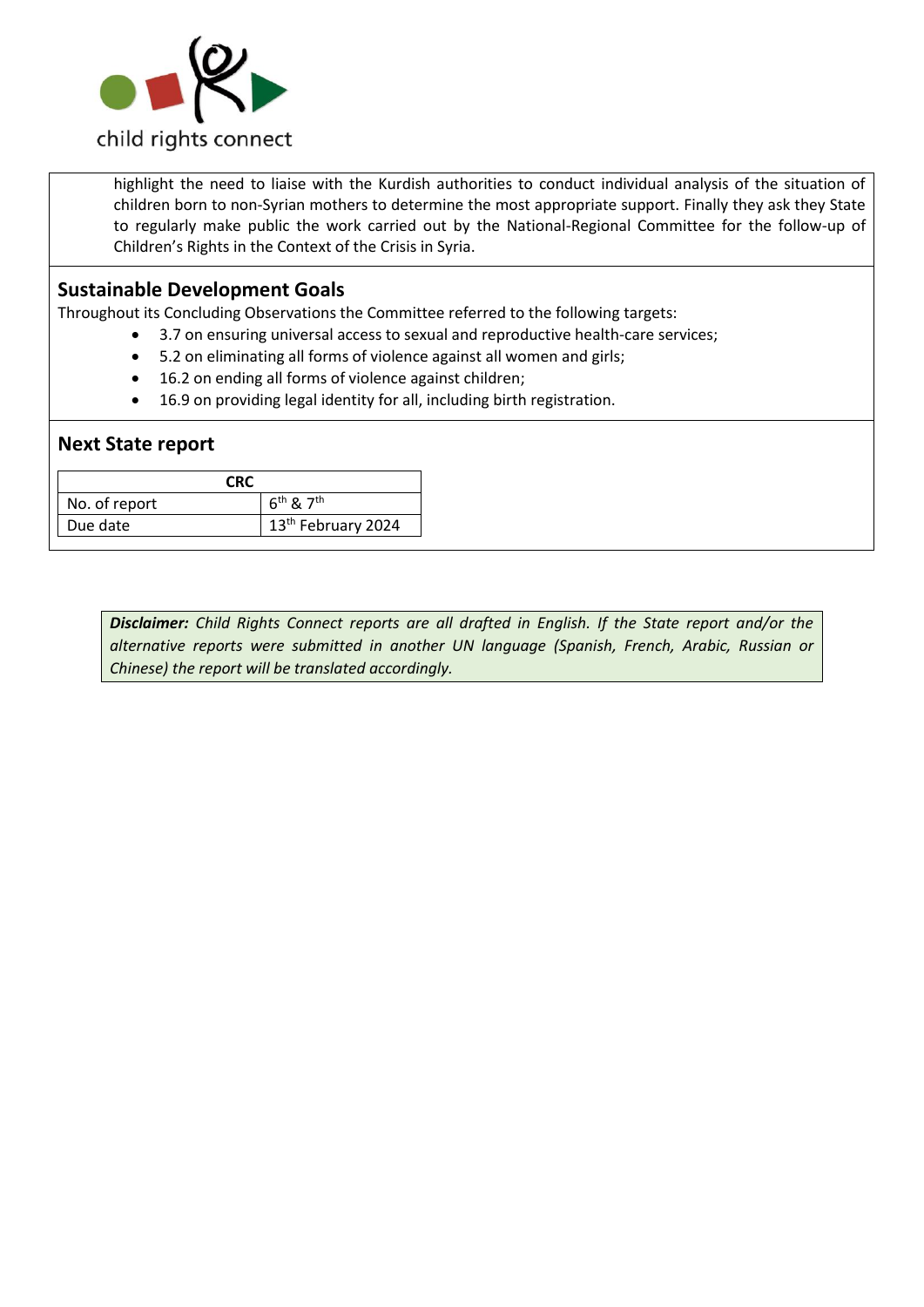highlight the need to liaise with the Kurdish authorities to conduct individual analysis of the situation of children born to non-Syrian mothers to determine the most appropriate support. Finally they ask they State to regularly make public the work carried out by the National-Regional Committee for the follow-up of Children's Rights in the Context of the Crisis in Syria.

## Sustainable Development Goals

Throughout its Concluding Observations the Committee referred to the following targets:

- 3.7 on ensuring universal access to sexual and reproductive health-care services;
- 5.2 on eliminating all forms of violence against all women and girls;
- 16.2 on ending all forms of violence against children;
- 16.9 on providing legal identity for all, including birth registration.

## Next State report

| CRC | |
|---|---|
| No. of report | 6th & 7th |
| Due date | 13th February 2024 |

***Disclaimer:*** *Child Rights Connect reports are all drafted in English. If the State report and/or the alternative reports were submitted in another UN language (Spanish, French, Arabic, Russian or Chinese) the report will be translated accordingly.*